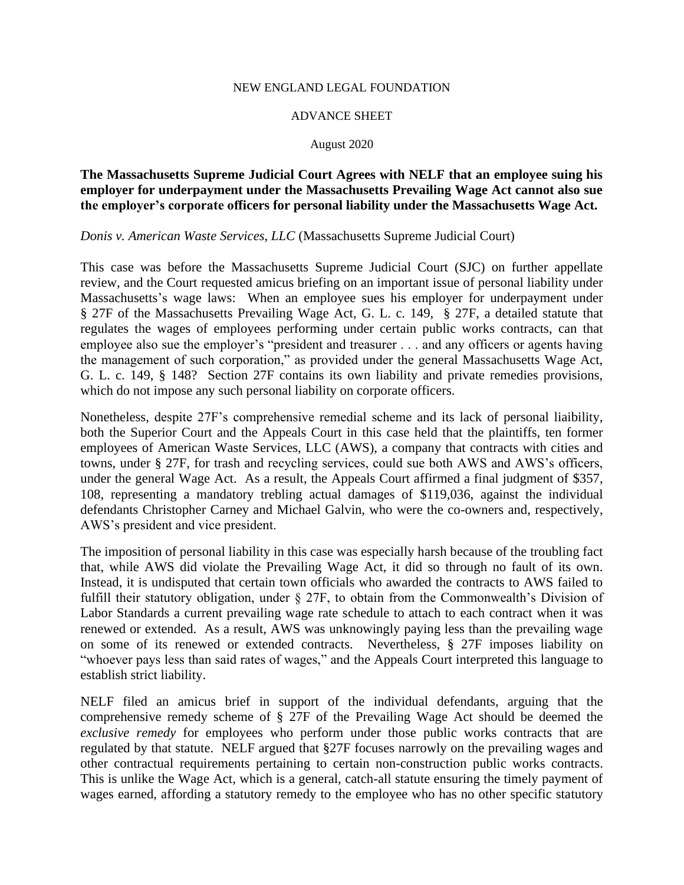NEW ENGLAND LEGAL FOUNDATION

ADVANCE SHEET

August 2020

**The Massachusetts Supreme Judicial Court Agrees with NELF that an employee suing his employer for underpayment under the Massachusetts Prevailing Wage Act cannot also sue the employer's corporate officers for personal liability under the Massachusetts Wage Act.**

*Donis v. American Waste Services, LLC* (Massachusetts Supreme Judicial Court)

This case was before the Massachusetts Supreme Judicial Court (SJC) on further appellate review, and the Court requested amicus briefing on an important issue of personal liability under Massachusetts's wage laws: When an employee sues his employer for underpayment under § 27F of the Massachusetts Prevailing Wage Act, G. L. c. 149, § 27F, a detailed statute that regulates the wages of employees performing under certain public works contracts, can that employee also sue the employer's "president and treasurer . . . and any officers or agents having the management of such corporation," as provided under the general Massachusetts Wage Act, G. L. c. 149, § 148? Section 27F contains its own liability and private remedies provisions, which do not impose any such personal liability on corporate officers.

Nonetheless, despite 27F's comprehensive remedial scheme and its lack of personal liaibility, both the Superior Court and the Appeals Court in this case held that the plaintiffs, ten former employees of American Waste Services, LLC (AWS), a company that contracts with cities and towns, under § 27F, for trash and recycling services, could sue both AWS and AWS's officers, under the general Wage Act. As a result, the Appeals Court affirmed a final judgment of $357, 108, representing a mandatory trebling actual damages of $119,036, against the individual defendants Christopher Carney and Michael Galvin, who were the co-owners and, respectively, AWS's president and vice president.

The imposition of personal liability in this case was especially harsh because of the troubling fact that, while AWS did violate the Prevailing Wage Act, it did so through no fault of its own. Instead, it is undisputed that certain town officials who awarded the contracts to AWS failed to fulfill their statutory obligation, under § 27F, to obtain from the Commonwealth's Division of Labor Standards a current prevailing wage rate schedule to attach to each contract when it was renewed or extended. As a result, AWS was unknowingly paying less than the prevailing wage on some of its renewed or extended contracts. Nevertheless, § 27F imposes liability on "whoever pays less than said rates of wages," and the Appeals Court interpreted this language to establish strict liability.

NELF filed an amicus brief in support of the individual defendants, arguing that the comprehensive remedy scheme of § 27F of the Prevailing Wage Act should be deemed the *exclusive remedy* for employees who perform under those public works contracts that are regulated by that statute. NELF argued that §27F focuses narrowly on the prevailing wages and other contractual requirements pertaining to certain non-construction public works contracts. This is unlike the Wage Act, which is a general, catch-all statute ensuring the timely payment of wages earned, affording a statutory remedy to the employee who has no other specific statutory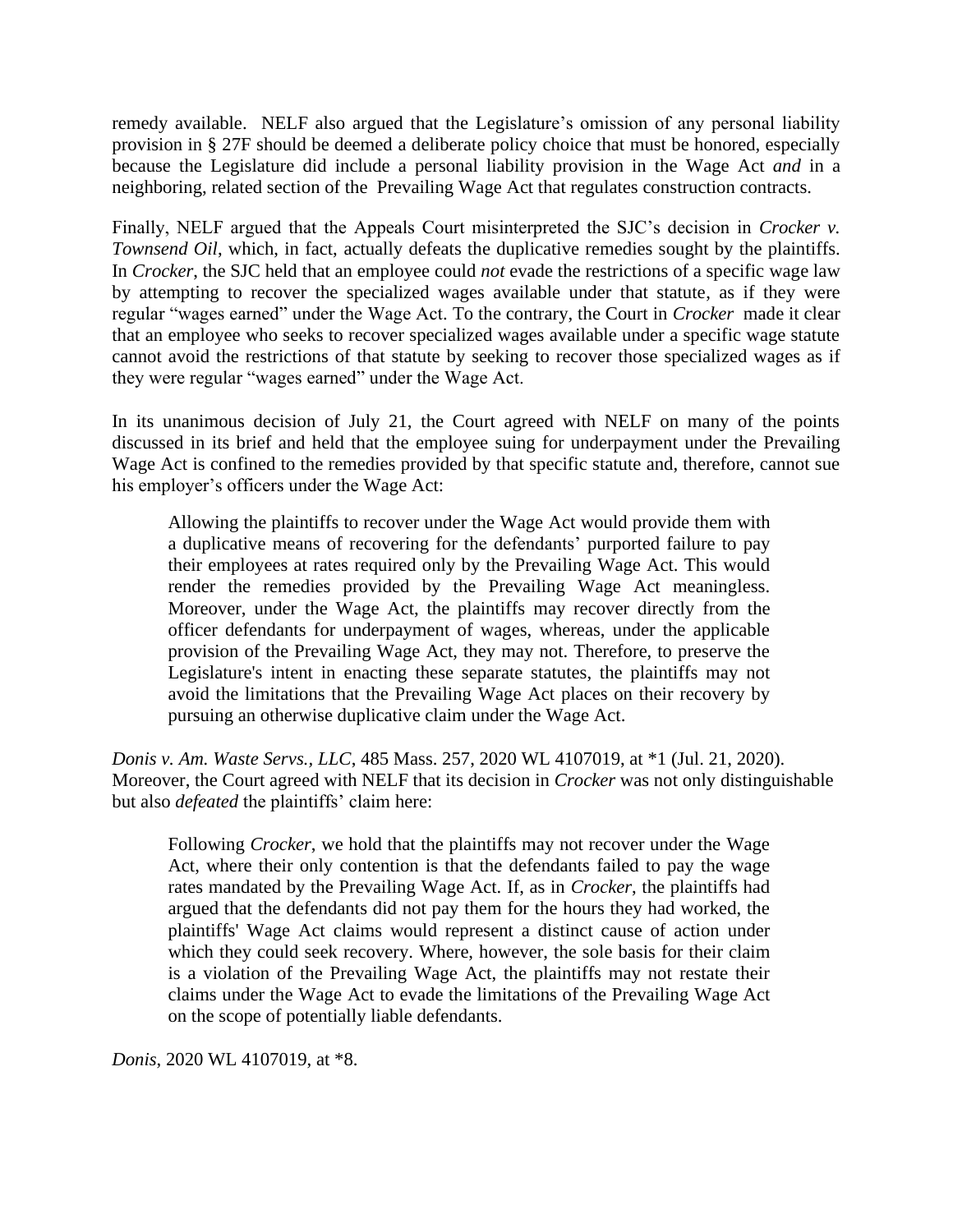remedy available. NELF also argued that the Legislature's omission of any personal liability provision in § 27F should be deemed a deliberate policy choice that must be honored, especially because the Legislature did include a personal liability provision in the Wage Act *and* in a neighboring, related section of the Prevailing Wage Act that regulates construction contracts.

Finally, NELF argued that the Appeals Court misinterpreted the SJC's decision in *Crocker v. Townsend Oil*, which, in fact, actually defeats the duplicative remedies sought by the plaintiffs. In *Crocker*, the SJC held that an employee could *not* evade the restrictions of a specific wage law by attempting to recover the specialized wages available under that statute, as if they were regular "wages earned" under the Wage Act. To the contrary, the Court in *Crocker* made it clear that an employee who seeks to recover specialized wages available under a specific wage statute cannot avoid the restrictions of that statute by seeking to recover those specialized wages as if they were regular "wages earned" under the Wage Act.

In its unanimous decision of July 21, the Court agreed with NELF on many of the points discussed in its brief and held that the employee suing for underpayment under the Prevailing Wage Act is confined to the remedies provided by that specific statute and, therefore, cannot sue his employer's officers under the Wage Act:

> Allowing the plaintiffs to recover under the Wage Act would provide them with a duplicative means of recovering for the defendants' purported failure to pay their employees at rates required only by the Prevailing Wage Act. This would render the remedies provided by the Prevailing Wage Act meaningless. Moreover, under the Wage Act, the plaintiffs may recover directly from the officer defendants for underpayment of wages, whereas, under the applicable provision of the Prevailing Wage Act, they may not. Therefore, to preserve the Legislature's intent in enacting these separate statutes, the plaintiffs may not avoid the limitations that the Prevailing Wage Act places on their recovery by pursuing an otherwise duplicative claim under the Wage Act.

*Donis v. Am. Waste Servs., LLC*, 485 Mass. 257, 2020 WL 4107019, at *1 (Jul. 21, 2020). Moreover, the Court agreed with NELF that its decision in *Crocker* was not only distinguishable but also *defeated* the plaintiffs' claim here:

> Following *Crocker*, we hold that the plaintiffs may not recover under the Wage Act, where their only contention is that the defendants failed to pay the wage rates mandated by the Prevailing Wage Act. If, as in *Crocker*, the plaintiffs had argued that the defendants did not pay them for the hours they had worked, the plaintiffs' Wage Act claims would represent a distinct cause of action under which they could seek recovery. Where, however, the sole basis for their claim is a violation of the Prevailing Wage Act, the plaintiffs may not restate their claims under the Wage Act to evade the limitations of the Prevailing Wage Act on the scope of potentially liable defendants.

*Donis*, 2020 WL 4107019, at *8.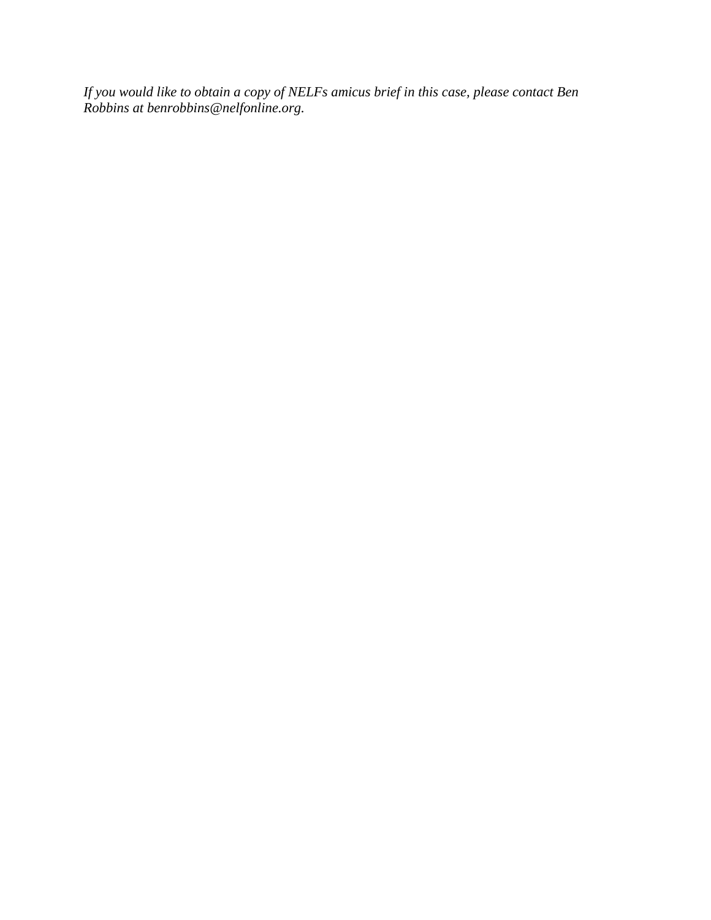*If you would like to obtain a copy of NELFs amicus brief in this case, please contact Ben Robbins at benrobbins@nelfonline.org.*